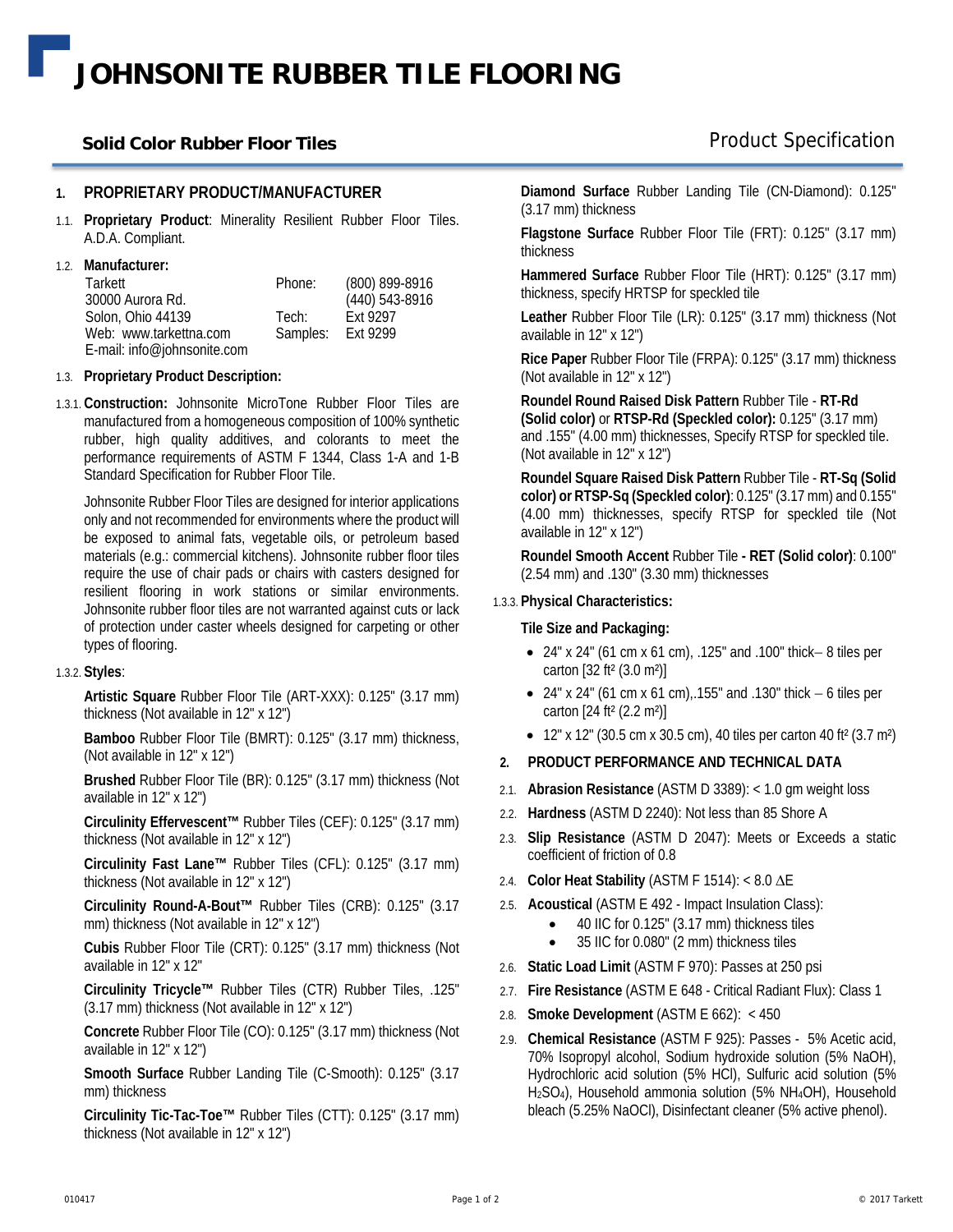# JOHNSONITE RUBBER TILE FLOORING

**Solid Color Rubber Floor Tiles** — Product Specification

## 1. PROPRIETARY PRODUCT/MANUFACTURER

1.1. **Proprietary Product**: Minerality Resilient Rubber Floor Tiles. A.D.A. Compliant.

1.2. **Manufacturer:**

| | | |
|---|---|---|
| Tarkett | Phone: | (800) 899-8916 |
| 30000 Aurora Rd. | | (440) 543-8916 |
| Solon, Ohio 44139 | Tech: | Ext 9297 |
| Web: www.tarkettna.com | Samples: | Ext 9299 |
| E-mail: info@johnsonite.com | | |

1.3. **Proprietary Product Description:**

1.3.1. **Construction:** Johnsonite MicroTone Rubber Floor Tiles are manufactured from a homogeneous composition of 100% synthetic rubber, high quality additives, and colorants to meet the performance requirements of ASTM F 1344, Class 1-A and 1-B Standard Specification for Rubber Floor Tile.

Johnsonite Rubber Floor Tiles are designed for interior applications only and not recommended for environments where the product will be exposed to animal fats, vegetable oils, or petroleum based materials (e.g.: commercial kitchens). Johnsonite rubber floor tiles require the use of chair pads or chairs with casters designed for resilient flooring in work stations or similar environments. Johnsonite rubber floor tiles are not warranted against cuts or lack of protection under caster wheels designed for carpeting or other types of flooring.

1.3.2. **Styles**:

**Artistic Square** Rubber Floor Tile (ART-XXX): 0.125" (3.17 mm) thickness (Not available in 12" x 12")

**Bamboo** Rubber Floor Tile (BMRT): 0.125" (3.17 mm) thickness, (Not available in 12" x 12")

**Brushed** Rubber Floor Tile (BR): 0.125" (3.17 mm) thickness (Not available in 12" x 12")

**Circulinity Effervescent™** Rubber Tiles (CEF): 0.125" (3.17 mm) thickness (Not available in 12" x 12")

**Circulinity Fast Lane™** Rubber Tiles (CFL): 0.125" (3.17 mm) thickness (Not available in 12" x 12")

**Circulinity Round-A-Bout™** Rubber Tiles (CRB): 0.125" (3.17 mm) thickness (Not available in 12" x 12")

**Cubis** Rubber Floor Tile (CRT): 0.125" (3.17 mm) thickness (Not available in 12" x 12"

**Circulinity Tricycle™** Rubber Tiles (CTR) Rubber Tiles, .125" (3.17 mm) thickness (Not available in 12" x 12")

**Concrete** Rubber Floor Tile (CO): 0.125" (3.17 mm) thickness (Not available in 12" x 12")

**Smooth Surface** Rubber Landing Tile (C-Smooth): 0.125" (3.17 mm) thickness

**Circulinity Tic-Tac-Toe™** Rubber Tiles (CTT): 0.125" (3.17 mm) thickness (Not available in 12" x 12")

**Diamond Surface** Rubber Landing Tile (CN-Diamond): 0.125" (3.17 mm) thickness

**Flagstone Surface** Rubber Floor Tile (FRT): 0.125" (3.17 mm) thickness

**Hammered Surface** Rubber Floor Tile (HRT): 0.125" (3.17 mm) thickness, specify HRTSP for speckled tile

**Leather** Rubber Floor Tile (LR): 0.125" (3.17 mm) thickness (Not available in 12" x 12")

**Rice Paper** Rubber Floor Tile (FRPA): 0.125" (3.17 mm) thickness (Not available in 12" x 12")

**Roundel Round Raised Disk Pattern** Rubber Tile - **RT-Rd (Solid color)** or **RTSP-Rd (Speckled color):** 0.125" (3.17 mm) and .155" (4.00 mm) thicknesses, Specify RTSP for speckled tile. (Not available in 12" x 12")

**Roundel Square Raised Disk Pattern** Rubber Tile - **RT-Sq (Solid color) or RTSP-Sq (Speckled color)**: 0.125" (3.17 mm) and 0.155" (4.00 mm) thicknesses, specify RTSP for speckled tile (Not available in 12" x 12")

**Roundel Smooth Accent** Rubber Tile **- RET (Solid color)**: 0.100" (2.54 mm) and .130" (3.30 mm) thicknesses

1.3.3. **Physical Characteristics:**

**Tile Size and Packaging:**

- 24" x 24" (61 cm x 61 cm), .125" and .100" thick– 8 tiles per carton [32 ft² (3.0 m²)]
- 24" x 24" (61 cm x 61 cm),.155" and .130" thick – 6 tiles per carton [24 ft² (2.2 m²)]
- 12" x 12" (30.5 cm x 30.5 cm), 40 tiles per carton 40 ft² (3.7 m²)

## 2. PRODUCT PERFORMANCE AND TECHNICAL DATA

2.1. **Abrasion Resistance** (ASTM D 3389): < 1.0 gm weight loss

2.2. **Hardness** (ASTM D 2240): Not less than 85 Shore A

2.3. **Slip Resistance** (ASTM D 2047): Meets or Exceeds a static coefficient of friction of 0.8

2.4. **Color Heat Stability** (ASTM F 1514): < 8.0 $\Delta E$

2.5. **Acoustical** (ASTM E 492 - Impact Insulation Class):
- 40 IIC for 0.125" (3.17 mm) thickness tiles
- 35 IIC for 0.080" (2 mm) thickness tiles

2.6. **Static Load Limit** (ASTM F 970): Passes at 250 psi

2.7. **Fire Resistance** (ASTM E 648 - Critical Radiant Flux): Class 1

2.8. **Smoke Development** (ASTM E 662): < 450

2.9. **Chemical Resistance** (ASTM F 925): Passes - 5% Acetic acid, 70% Isopropyl alcohol, Sodium hydroxide solution (5% NaOH), Hydrochloric acid solution (5% HCl), Sulfuric acid solution (5% $H_2SO_4$), Household ammonia solution (5% $NH_4OH$), Household bleach (5.25% NaOCl), Disinfectant cleaner (5% active phenol).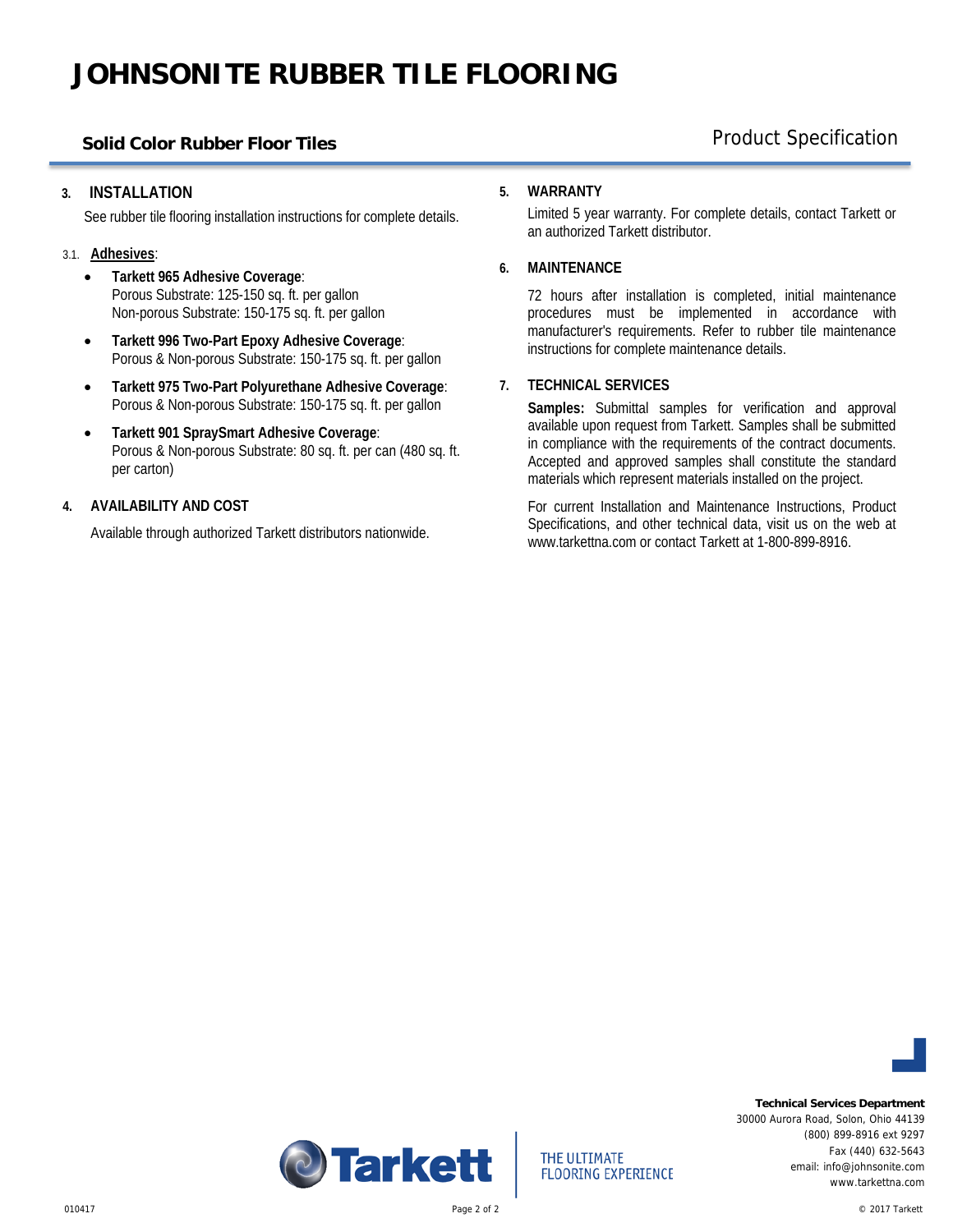# JOHNSONITE RUBBER TILE FLOORING

**Solid Color Rubber Floor Tiles**

Product Specification

### 3. INSTALLATION

See rubber tile flooring installation instructions for complete details.

3.1. **Adhesives**:

- **Tarkett 965 Adhesive Coverage**:
  Porous Substrate: 125-150 sq. ft. per gallon
  Non-porous Substrate: 150-175 sq. ft. per gallon
- **Tarkett 996 Two-Part Epoxy Adhesive Coverage**:
  Porous & Non-porous Substrate: 150-175 sq. ft. per gallon
- **Tarkett 975 Two-Part Polyurethane Adhesive Coverage**:
  Porous & Non-porous Substrate: 150-175 sq. ft. per gallon
- **Tarkett 901 SpraySmart Adhesive Coverage**:
  Porous & Non-porous Substrate: 80 sq. ft. per can (480 sq. ft. per carton)

### 4. AVAILABILITY AND COST

Available through authorized Tarkett distributors nationwide.

### 5. WARRANTY

Limited 5 year warranty. For complete details, contact Tarkett or an authorized Tarkett distributor.

### 6. MAINTENANCE

72 hours after installation is completed, initial maintenance procedures must be implemented in accordance with manufacturer's requirements. Refer to rubber tile maintenance instructions for complete maintenance details.

### 7. TECHNICAL SERVICES

**Samples:** Submittal samples for verification and approval available upon request from Tarkett. Samples shall be submitted in compliance with the requirements of the contract documents. Accepted and approved samples shall constitute the standard materials which represent materials installed on the project.

For current Installation and Maintenance Instructions, Product Specifications, and other technical data, visit us on the web at www.tarkettna.com or contact Tarkett at 1-800-899-8916.

Tarkett | THE ULTIMATE FLOORING EXPERIENCE

**Technical Services Department**
30000 Aurora Road, Solon, Ohio 44139
(800) 899-8916 ext 9297
Fax (440) 632-5643
email: info@johnsonite.com
www.tarkettna.com

010417

© 2017 Tarkett